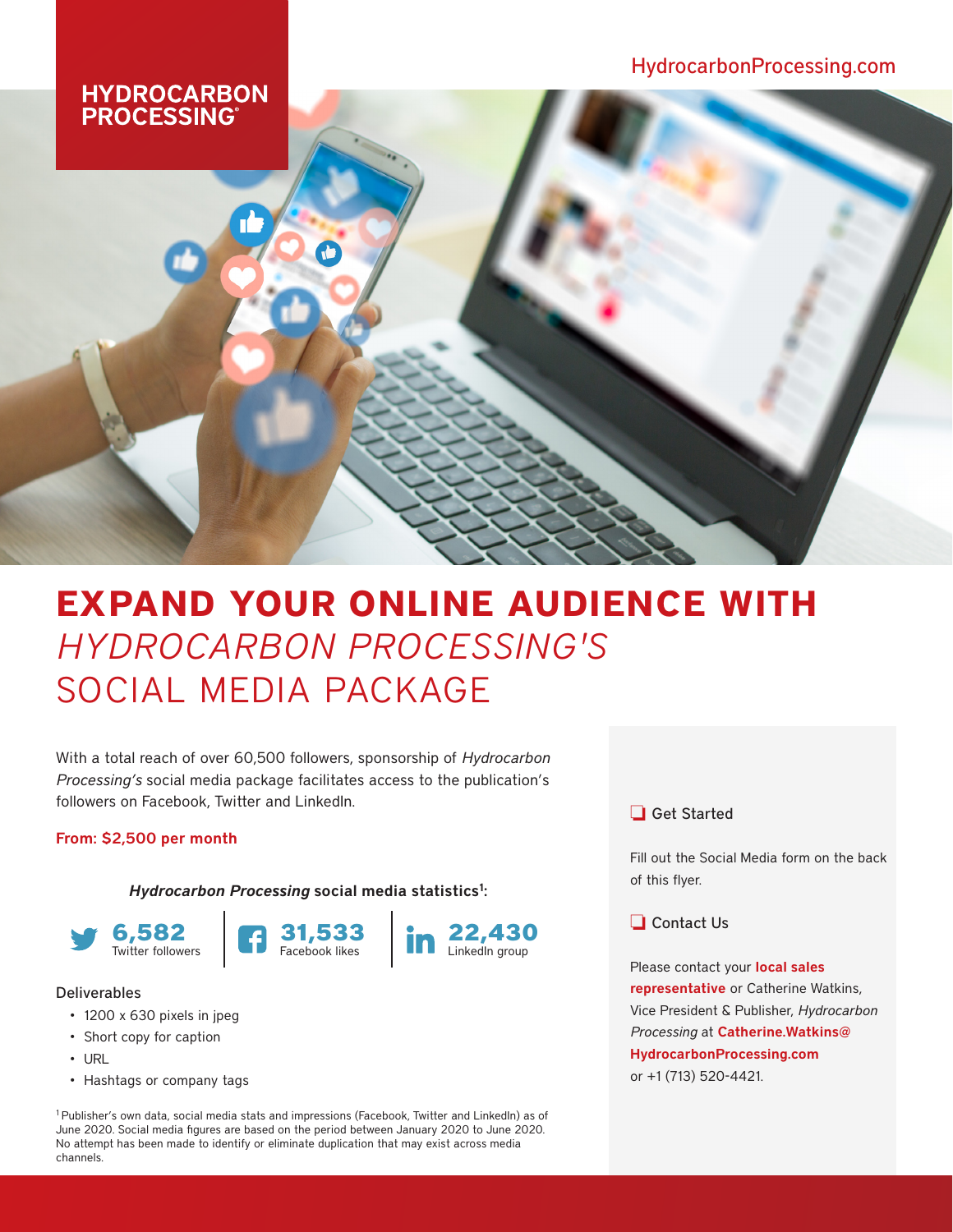HYDROCARBON PROCESSING®

HydrocarbonProcessing.com

# EXPAND YOUR ONLINE AUDIENCE WITH *HYDROCARBON PROCESSING'S* SOCIAL MEDIA PACKAGE

With a total reach of over 60,500 followers, sponsorship of *Hydrocarbon Processing's* social media package facilitates access to the publication's followers on Facebook, Twitter and LinkedIn.

**From: $2,500 per month**

***Hydrocarbon Processing*** **social media statistics[1]:**

| 6,582 | 31,533 | 22,430 |
|---|---|---|
| Twitter followers | Facebook likes | LinkedIn group |

Deliverables

- 1200 x 630 pixels in jpeg
- Short copy for caption
- URL
- Hashtags or company tags

[1] Publisher's own data, social media stats and impressions (Facebook, Twitter and LinkedIn) as of June 2020. Social media figures are based on the period between January 2020 to June 2020. No attempt has been made to identify or eliminate duplication that may exist across media channels.

## Get Started

Fill out the Social Media form on the back of this flyer.

## Contact Us

Please contact your **local sales representative** or Catherine Watkins, Vice President & Publisher, *Hydrocarbon Processing* at **Catherine.Watkins@HydrocarbonProcessing.com** or +1 (713) 520-4421.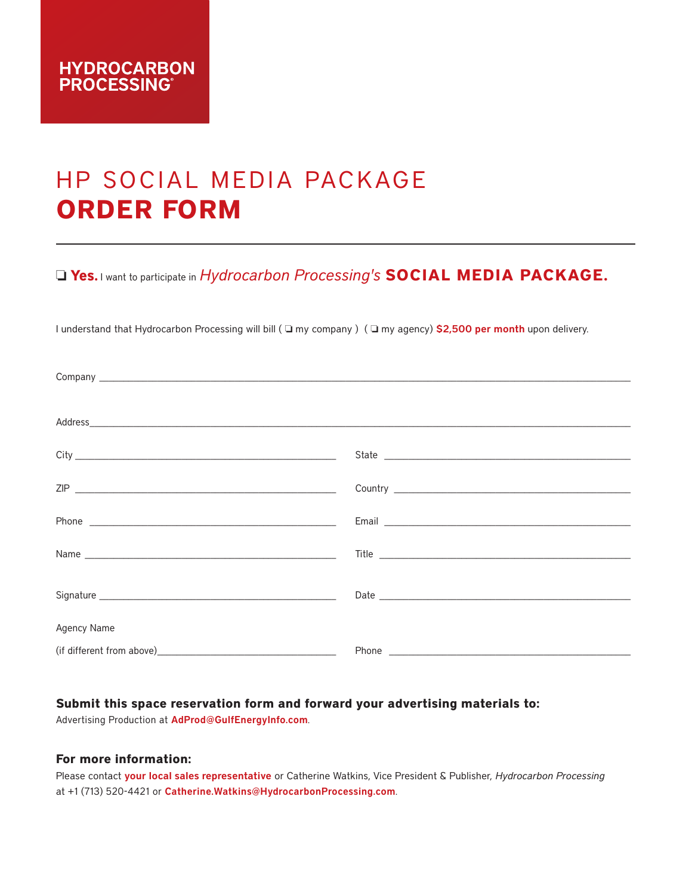HYDROCARBON PROCESSING®

# HP SOCIAL MEDIA PACKAGE
# ORDER FORM

---

❏ **Yes.** I want to participate in *Hydrocarbon Processing's* **SOCIAL MEDIA PACKAGE.**

I understand that Hydrocarbon Processing will bill ( ❏ my company ) ( ❏ my agency) **$2,500 per month** upon delivery.

Company ____________________________________________

Address ____________________________________________

City ______________________ State ______________________

ZIP ______________________ Country ______________________

Phone ______________________ Email ______________________

Name ______________________ Title ______________________

Signature ______________________ Date ______________________

Agency Name
(if different from above) ______________________ Phone ______________________

**Submit this space reservation form and forward your advertising materials to:**
Advertising Production at **AdProd@GulfEnergyInfo.com**.

**For more information:**
Please contact **your local sales representative** or Catherine Watkins, Vice President & Publisher, *Hydrocarbon Processing* at +1 (713) 520-4421 or **Catherine.Watkins@HydrocarbonProcessing.com**.